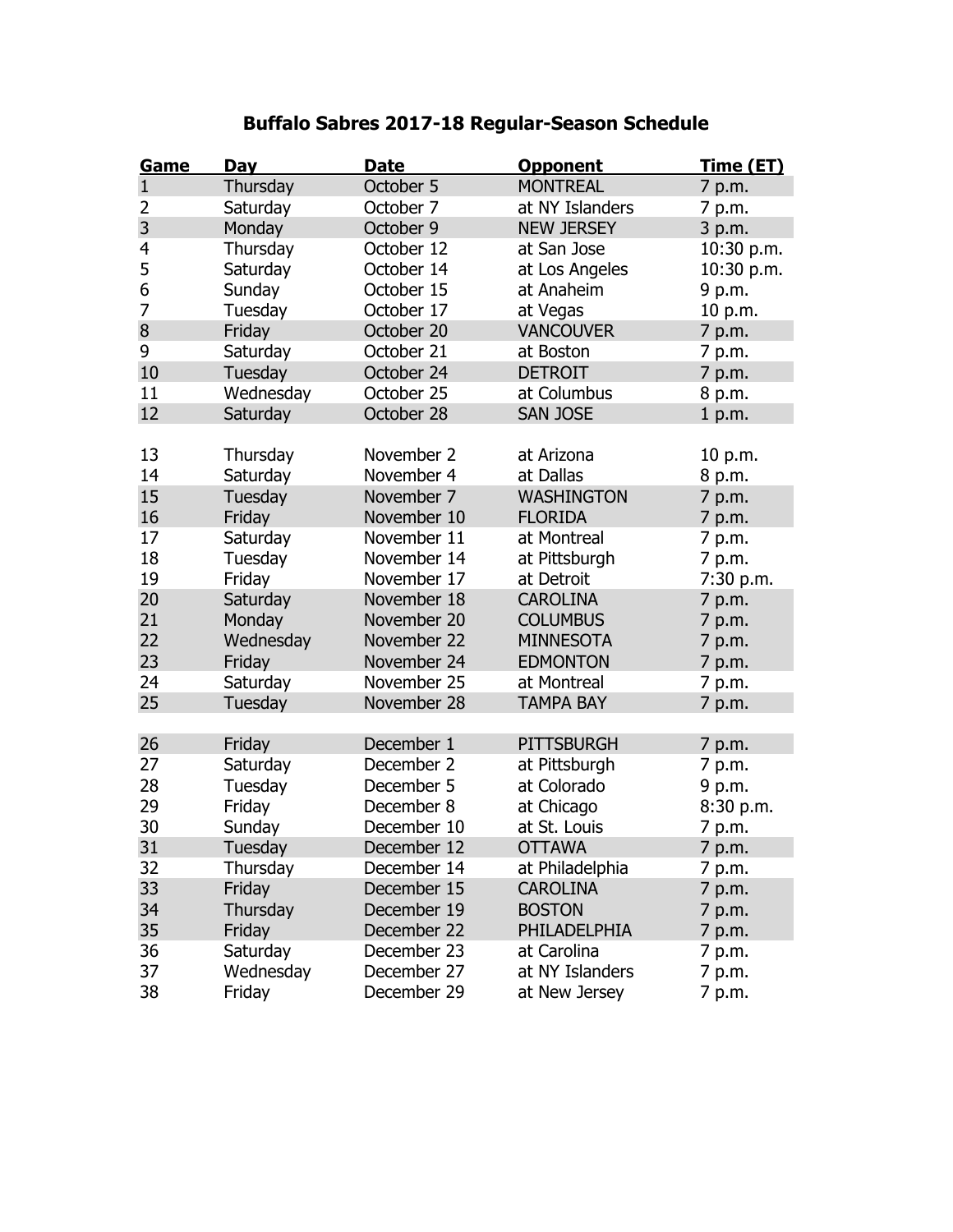# Buffalo Sabres 2017-18 Regular-Season Schedule

| Game | Day | Date | Opponent | Time (ET) |
|---|---|---|---|---|
| 1 | Thursday | October 5 | MONTREAL | 7 p.m. |
| 2 | Saturday | October 7 | at NY Islanders | 7 p.m. |
| 3 | Monday | October 9 | NEW JERSEY | 3 p.m. |
| 4 | Thursday | October 12 | at San Jose | 10:30 p.m. |
| 5 | Saturday | October 14 | at Los Angeles | 10:30 p.m. |
| 6 | Sunday | October 15 | at Anaheim | 9 p.m. |
| 7 | Tuesday | October 17 | at Vegas | 10 p.m. |
| 8 | Friday | October 20 | VANCOUVER | 7 p.m. |
| 9 | Saturday | October 21 | at Boston | 7 p.m. |
| 10 | Tuesday | October 24 | DETROIT | 7 p.m. |
| 11 | Wednesday | October 25 | at Columbus | 8 p.m. |
| 12 | Saturday | October 28 | SAN JOSE | 1 p.m. |
| 13 | Thursday | November 2 | at Arizona | 10 p.m. |
| 14 | Saturday | November 4 | at Dallas | 8 p.m. |
| 15 | Tuesday | November 7 | WASHINGTON | 7 p.m. |
| 16 | Friday | November 10 | FLORIDA | 7 p.m. |
| 17 | Saturday | November 11 | at Montreal | 7 p.m. |
| 18 | Tuesday | November 14 | at Pittsburgh | 7 p.m. |
| 19 | Friday | November 17 | at Detroit | 7:30 p.m. |
| 20 | Saturday | November 18 | CAROLINA | 7 p.m. |
| 21 | Monday | November 20 | COLUMBUS | 7 p.m. |
| 22 | Wednesday | November 22 | MINNESOTA | 7 p.m. |
| 23 | Friday | November 24 | EDMONTON | 7 p.m. |
| 24 | Saturday | November 25 | at Montreal | 7 p.m. |
| 25 | Tuesday | November 28 | TAMPA BAY | 7 p.m. |
| 26 | Friday | December 1 | PITTSBURGH | 7 p.m. |
| 27 | Saturday | December 2 | at Pittsburgh | 7 p.m. |
| 28 | Tuesday | December 5 | at Colorado | 9 p.m. |
| 29 | Friday | December 8 | at Chicago | 8:30 p.m. |
| 30 | Sunday | December 10 | at St. Louis | 7 p.m. |
| 31 | Tuesday | December 12 | OTTAWA | 7 p.m. |
| 32 | Thursday | December 14 | at Philadelphia | 7 p.m. |
| 33 | Friday | December 15 | CAROLINA | 7 p.m. |
| 34 | Thursday | December 19 | BOSTON | 7 p.m. |
| 35 | Friday | December 22 | PHILADELPHIA | 7 p.m. |
| 36 | Saturday | December 23 | at Carolina | 7 p.m. |
| 37 | Wednesday | December 27 | at NY Islanders | 7 p.m. |
| 38 | Friday | December 29 | at New Jersey | 7 p.m. |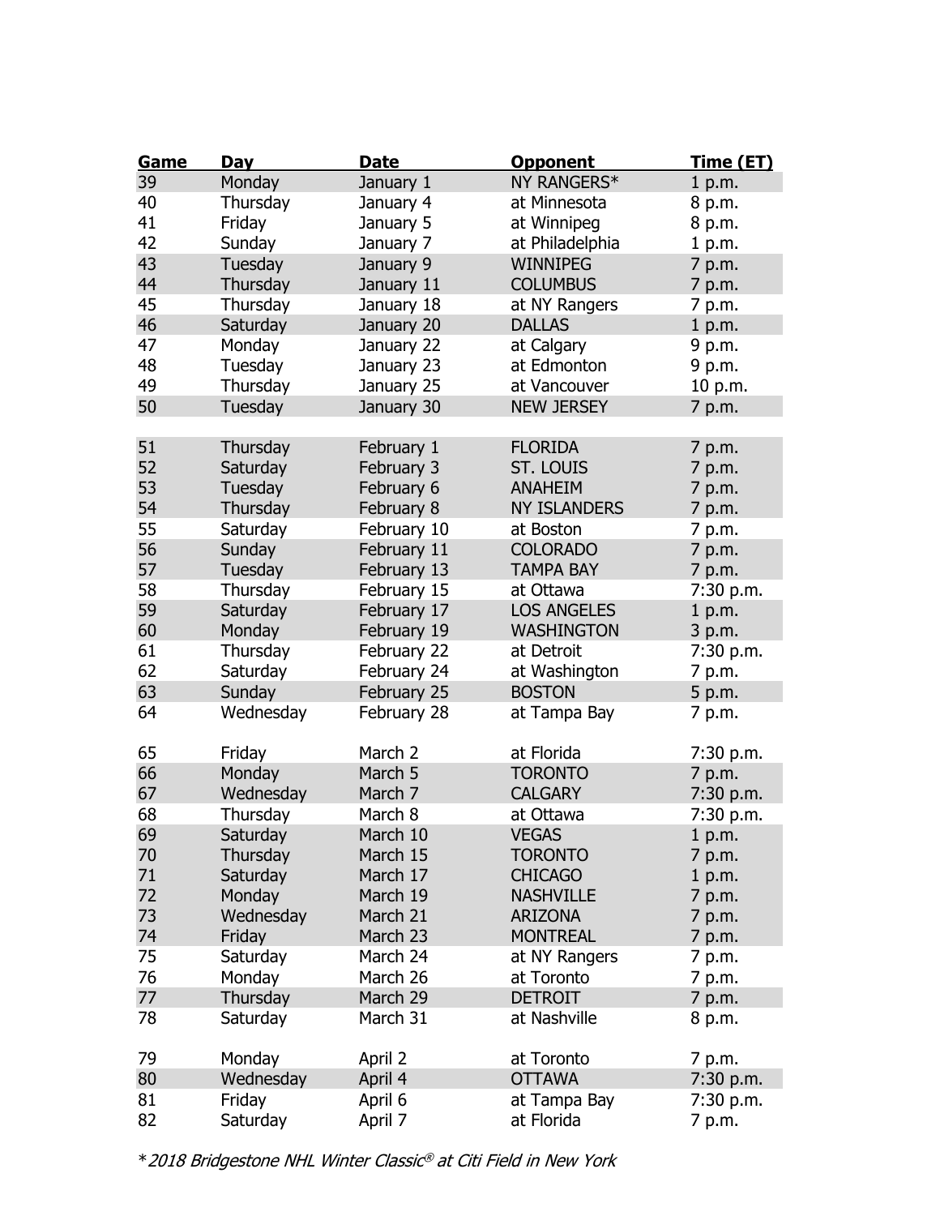| Game | Day | Date | Opponent | Time (ET) |
|---|---|---|---|---|
| 39 | Monday | January 1 | NY RANGERS* | 1 p.m. |
| 40 | Thursday | January 4 | at Minnesota | 8 p.m. |
| 41 | Friday | January 5 | at Winnipeg | 8 p.m. |
| 42 | Sunday | January 7 | at Philadelphia | 1 p.m. |
| 43 | Tuesday | January 9 | WINNIPEG | 7 p.m. |
| 44 | Thursday | January 11 | COLUMBUS | 7 p.m. |
| 45 | Thursday | January 18 | at NY Rangers | 7 p.m. |
| 46 | Saturday | January 20 | DALLAS | 1 p.m. |
| 47 | Monday | January 22 | at Calgary | 9 p.m. |
| 48 | Tuesday | January 23 | at Edmonton | 9 p.m. |
| 49 | Thursday | January 25 | at Vancouver | 10 p.m. |
| 50 | Tuesday | January 30 | NEW JERSEY | 7 p.m. |
| 51 | Thursday | February 1 | FLORIDA | 7 p.m. |
| 52 | Saturday | February 3 | ST. LOUIS | 7 p.m. |
| 53 | Tuesday | February 6 | ANAHEIM | 7 p.m. |
| 54 | Thursday | February 8 | NY ISLANDERS | 7 p.m. |
| 55 | Saturday | February 10 | at Boston | 7 p.m. |
| 56 | Sunday | February 11 | COLORADO | 7 p.m. |
| 57 | Tuesday | February 13 | TAMPA BAY | 7 p.m. |
| 58 | Thursday | February 15 | at Ottawa | 7:30 p.m. |
| 59 | Saturday | February 17 | LOS ANGELES | 1 p.m. |
| 60 | Monday | February 19 | WASHINGTON | 3 p.m. |
| 61 | Thursday | February 22 | at Detroit | 7:30 p.m. |
| 62 | Saturday | February 24 | at Washington | 7 p.m. |
| 63 | Sunday | February 25 | BOSTON | 5 p.m. |
| 64 | Wednesday | February 28 | at Tampa Bay | 7 p.m. |
| 65 | Friday | March 2 | at Florida | 7:30 p.m. |
| 66 | Monday | March 5 | TORONTO | 7 p.m. |
| 67 | Wednesday | March 7 | CALGARY | 7:30 p.m. |
| 68 | Thursday | March 8 | at Ottawa | 7:30 p.m. |
| 69 | Saturday | March 10 | VEGAS | 1 p.m. |
| 70 | Thursday | March 15 | TORONTO | 7 p.m. |
| 71 | Saturday | March 17 | CHICAGO | 1 p.m. |
| 72 | Monday | March 19 | NASHVILLE | 7 p.m. |
| 73 | Wednesday | March 21 | ARIZONA | 7 p.m. |
| 74 | Friday | March 23 | MONTREAL | 7 p.m. |
| 75 | Saturday | March 24 | at NY Rangers | 7 p.m. |
| 76 | Monday | March 26 | at Toronto | 7 p.m. |
| 77 | Thursday | March 29 | DETROIT | 7 p.m. |
| 78 | Saturday | March 31 | at Nashville | 8 p.m. |
| 79 | Monday | April 2 | at Toronto | 7 p.m. |
| 80 | Wednesday | April 4 | OTTAWA | 7:30 p.m. |
| 81 | Friday | April 6 | at Tampa Bay | 7:30 p.m. |
| 82 | Saturday | April 7 | at Florida | 7 p.m. |

*\*2018 Bridgestone NHL Winter Classic® at Citi Field in New York*